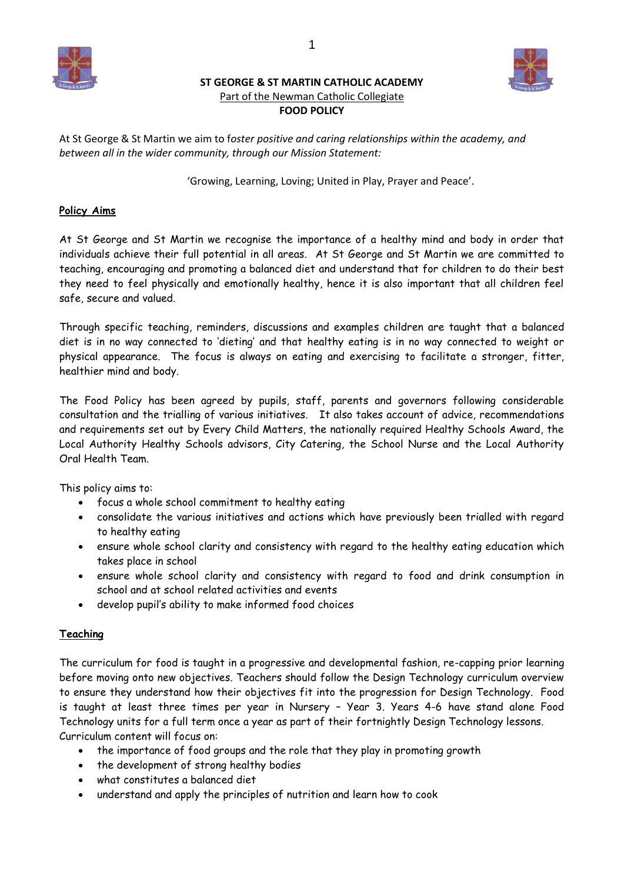**ST GEORGE & ST MARTIN CATHOLIC ACADEMY**

Part of the Newman Catholic Collegiate

**FOOD POLICY**

At St George & St Martin we aim to f*oster positive and caring relationships within the academy, and between all in the wider community, through our Mission Statement:*

'Growing, Learning, Loving; United in Play, Prayer and Peace'.

## Policy Aims

At St George and St Martin we recognise the importance of a healthy mind and body in order that individuals achieve their full potential in all areas. At St George and St Martin we are committed to teaching, encouraging and promoting a balanced diet and understand that for children to do their best they need to feel physically and emotionally healthy, hence it is also important that all children feel safe, secure and valued.

Through specific teaching, reminders, discussions and examples children are taught that a balanced diet is in no way connected to 'dieting' and that healthy eating is in no way connected to weight or physical appearance. The focus is always on eating and exercising to facilitate a stronger, fitter, healthier mind and body.

The Food Policy has been agreed by pupils, staff, parents and governors following considerable consultation and the trialling of various initiatives. It also takes account of advice, recommendations and requirements set out by Every Child Matters, the nationally required Healthy Schools Award, the Local Authority Healthy Schools advisors, City Catering, the School Nurse and the Local Authority Oral Health Team.

This policy aims to:

- focus a whole school commitment to healthy eating
- consolidate the various initiatives and actions which have previously been trialled with regard to healthy eating
- ensure whole school clarity and consistency with regard to the healthy eating education which takes place in school
- ensure whole school clarity and consistency with regard to food and drink consumption in school and at school related activities and events
- develop pupil's ability to make informed food choices

## Teaching

The curriculum for food is taught in a progressive and developmental fashion, re-capping prior learning before moving onto new objectives. Teachers should follow the Design Technology curriculum overview to ensure they understand how their objectives fit into the progression for Design Technology. Food is taught at least three times per year in Nursery – Year 3. Years 4-6 have stand alone Food Technology units for a full term once a year as part of their fortnightly Design Technology lessons. Curriculum content will focus on:

- the importance of food groups and the role that they play in promoting growth
- the development of strong healthy bodies
- what constitutes a balanced diet
- understand and apply the principles of nutrition and learn how to cook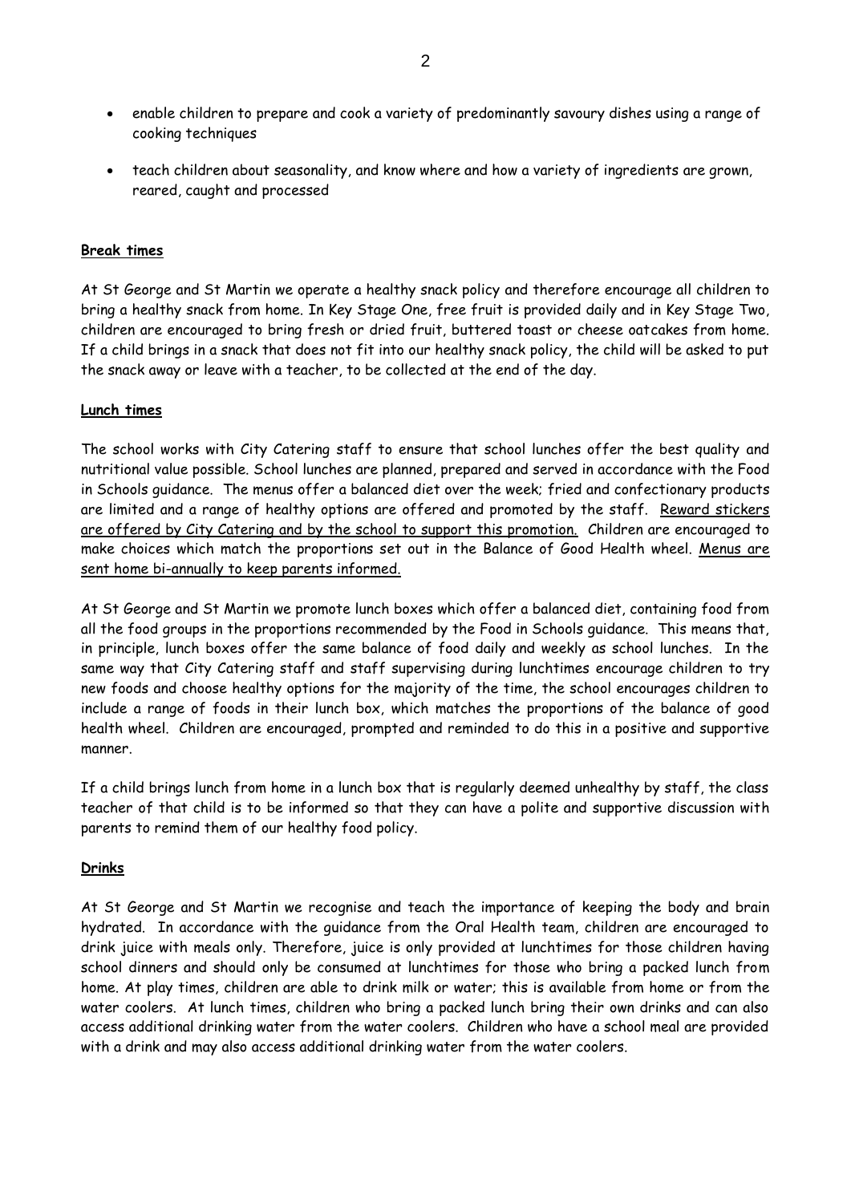- enable children to prepare and cook a variety of predominantly savoury dishes using a range of cooking techniques
- teach children about seasonality, and know where and how a variety of ingredients are grown, reared, caught and processed

**Break times**

At St George and St Martin we operate a healthy snack policy and therefore encourage all children to bring a healthy snack from home. In Key Stage One, free fruit is provided daily and in Key Stage Two, children are encouraged to bring fresh or dried fruit, buttered toast or cheese oatcakes from home. If a child brings in a snack that does not fit into our healthy snack policy, the child will be asked to put the snack away or leave with a teacher, to be collected at the end of the day.

**Lunch times**

The school works with City Catering staff to ensure that school lunches offer the best quality and nutritional value possible. School lunches are planned, prepared and served in accordance with the Food in Schools guidance. The menus offer a balanced diet over the week; fried and confectionary products are limited and a range of healthy options are offered and promoted by the staff. <u>Reward stickers are offered by City Catering and by the school to support this promotion.</u> Children are encouraged to make choices which match the proportions set out in the Balance of Good Health wheel. <u>Menus are sent home bi-annually to keep parents informed.</u>

At St George and St Martin we promote lunch boxes which offer a balanced diet, containing food from all the food groups in the proportions recommended by the Food in Schools guidance. This means that, in principle, lunch boxes offer the same balance of food daily and weekly as school lunches. In the same way that City Catering staff and staff supervising during lunchtimes encourage children to try new foods and choose healthy options for the majority of the time, the school encourages children to include a range of foods in their lunch box, which matches the proportions of the balance of good health wheel. Children are encouraged, prompted and reminded to do this in a positive and supportive manner.

If a child brings lunch from home in a lunch box that is regularly deemed unhealthy by staff, the class teacher of that child is to be informed so that they can have a polite and supportive discussion with parents to remind them of our healthy food policy.

**Drinks**

At St George and St Martin we recognise and teach the importance of keeping the body and brain hydrated. In accordance with the guidance from the Oral Health team, children are encouraged to drink juice with meals only. Therefore, juice is only provided at lunchtimes for those children having school dinners and should only be consumed at lunchtimes for those who bring a packed lunch from home. At play times, children are able to drink milk or water; this is available from home or from the water coolers. At lunch times, children who bring a packed lunch bring their own drinks and can also access additional drinking water from the water coolers. Children who have a school meal are provided with a drink and may also access additional drinking water from the water coolers.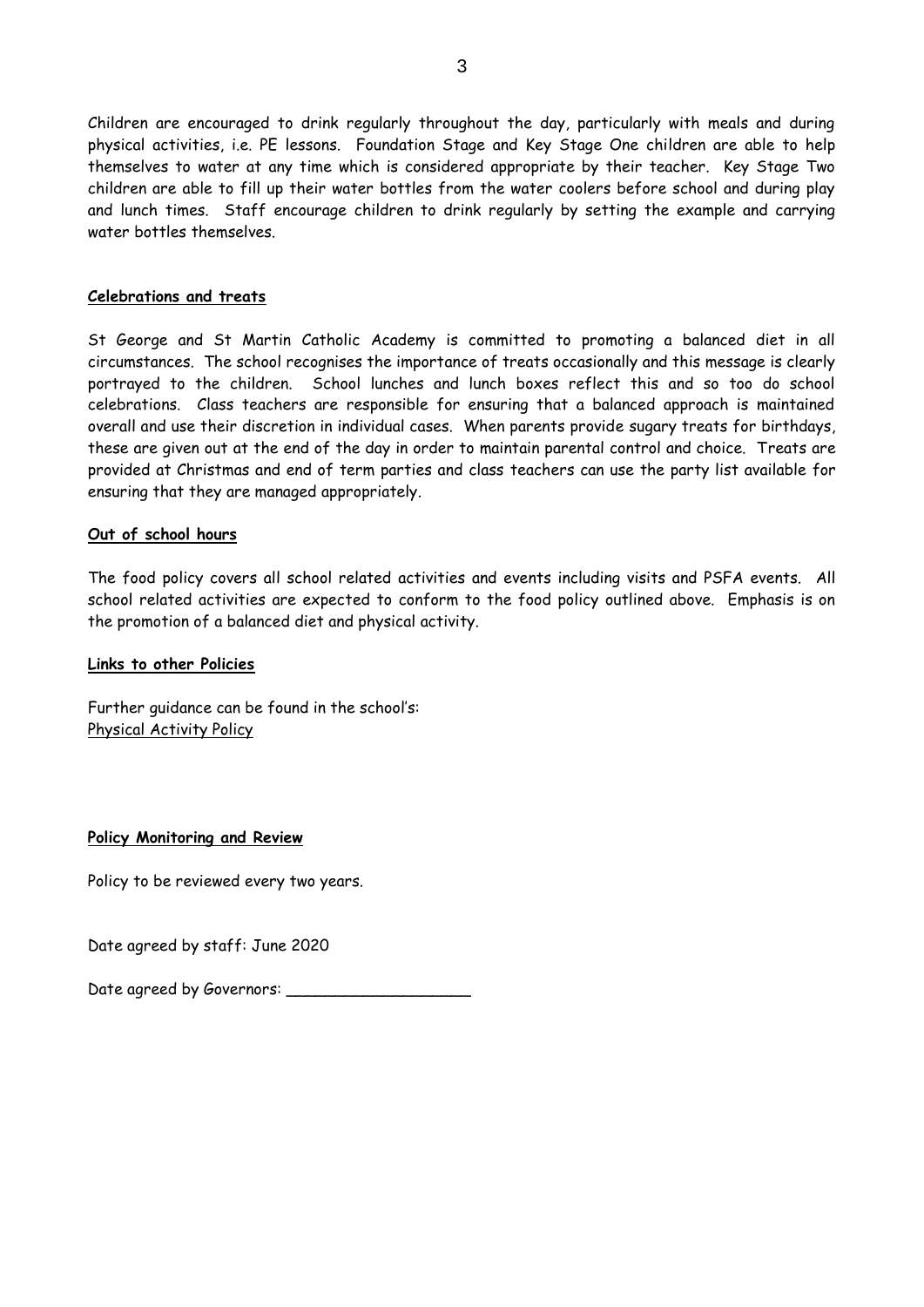Children are encouraged to drink regularly throughout the day, particularly with meals and during physical activities, i.e. PE lessons. Foundation Stage and Key Stage One children are able to help themselves to water at any time which is considered appropriate by their teacher. Key Stage Two children are able to fill up their water bottles from the water coolers before school and during play and lunch times. Staff encourage children to drink regularly by setting the example and carrying water bottles themselves.

### Celebrations and treats

St George and St Martin Catholic Academy is committed to promoting a balanced diet in all circumstances. The school recognises the importance of treats occasionally and this message is clearly portrayed to the children. School lunches and lunch boxes reflect this and so too do school celebrations. Class teachers are responsible for ensuring that a balanced approach is maintained overall and use their discretion in individual cases. When parents provide sugary treats for birthdays, these are given out at the end of the day in order to maintain parental control and choice. Treats are provided at Christmas and end of term parties and class teachers can use the party list available for ensuring that they are managed appropriately.

### Out of school hours

The food policy covers all school related activities and events including visits and PSFA events. All school related activities are expected to conform to the food policy outlined above. Emphasis is on the promotion of a balanced diet and physical activity.

### Links to other Policies

Further guidance can be found in the school's:
Physical Activity Policy

### Policy Monitoring and Review

Policy to be reviewed every two years.

Date agreed by staff: June 2020

Date agreed by Governors: ___________________